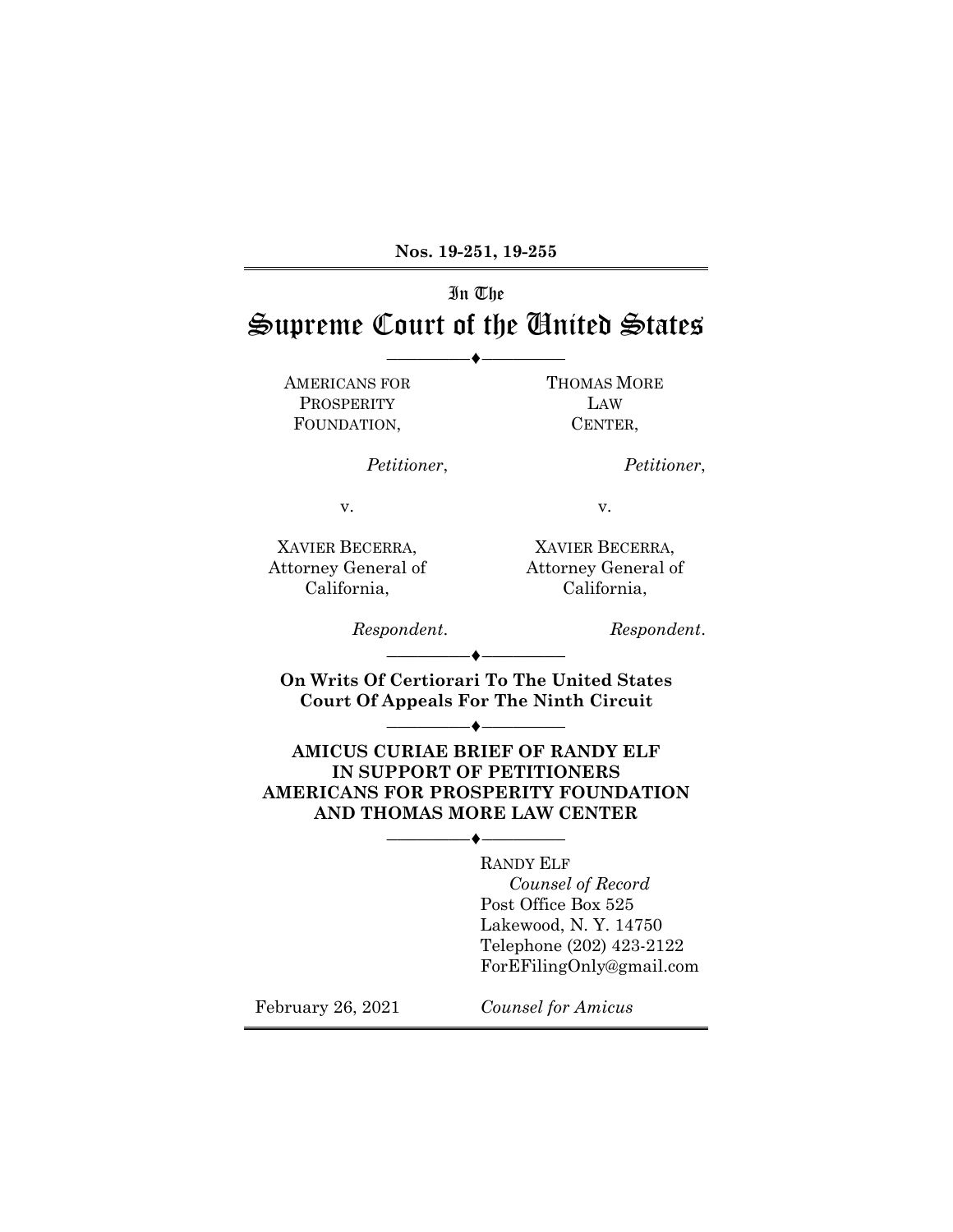**Nos. 19-251, 19-255**

In The

# Supreme Court of the United States

---

AMERICANS FOR PROSPERITY FOUNDATION,

*Petitioner*,

v.

XAVIER BECERRA, Attorney General of California,

*Respondent*.

THOMAS MORE LAW CENTER,

*Petitioner*,

v.

XAVIER BECERRA, Attorney General of California,

*Respondent*.

---

**On Writs Of Certiorari To The United States Court Of Appeals For The Ninth Circuit**

---

**AMICUS CURIAE BRIEF OF RANDY ELF IN SUPPORT OF PETITIONERS AMERICANS FOR PROSPERITY FOUNDATION AND THOMAS MORE LAW CENTER**

---

RANDY ELF
*Counsel of Record*
Post Office Box 525
Lakewood, N. Y. 14750
Telephone (202) 423-2122
ForEFilingOnly@gmail.com

February 26, 2021

*Counsel for Amicus*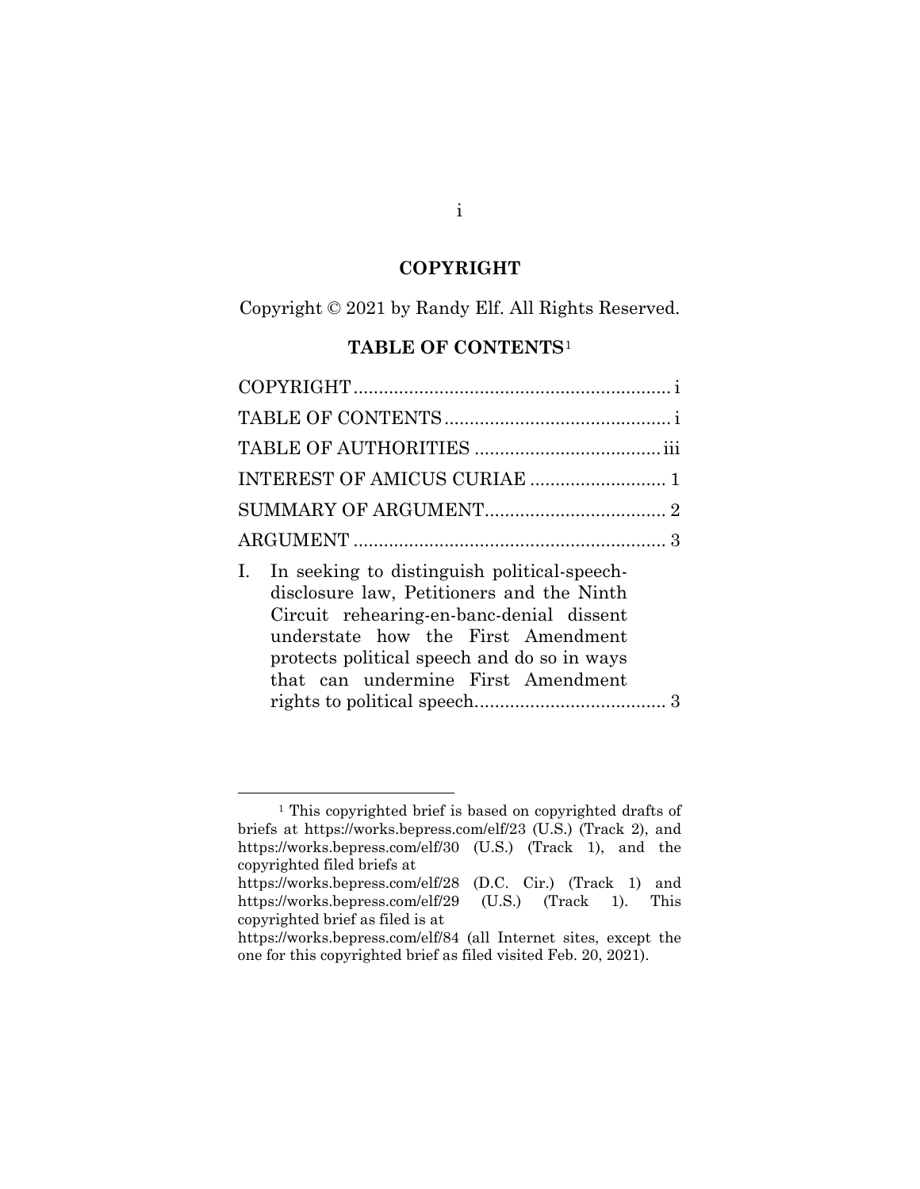## COPYRIGHT

Copyright © 2021 by Randy Elf. All Rights Reserved.

## TABLE OF CONTENTS[1]

COPYRIGHT ............................................................... i

TABLE OF CONTENTS ............................................. i

TABLE OF AUTHORITIES ..................................... iii

INTEREST OF AMICUS CURIAE ........................... 1

SUMMARY OF ARGUMENT .................................... 2

ARGUMENT .............................................................. 3

I. In seeking to distinguish political-speech-disclosure law, Petitioners and the Ninth Circuit rehearing-en-banc-denial dissent understate how the First Amendment protects political speech and do so in ways that can undermine First Amendment rights to political speech...................................... 3

---

[1] This copyrighted brief is based on copyrighted drafts of briefs at https://works.bepress.com/elf/23 (U.S.) (Track 2), and https://works.bepress.com/elf/30 (U.S.) (Track 1), and the copyrighted filed briefs at https://works.bepress.com/elf/28 (D.C. Cir.) (Track 1) and https://works.bepress.com/elf/29 (U.S.) (Track 1). This copyrighted brief as filed is at https://works.bepress.com/elf/84 (all Internet sites, except the one for this copyrighted brief as filed visited Feb. 20, 2021).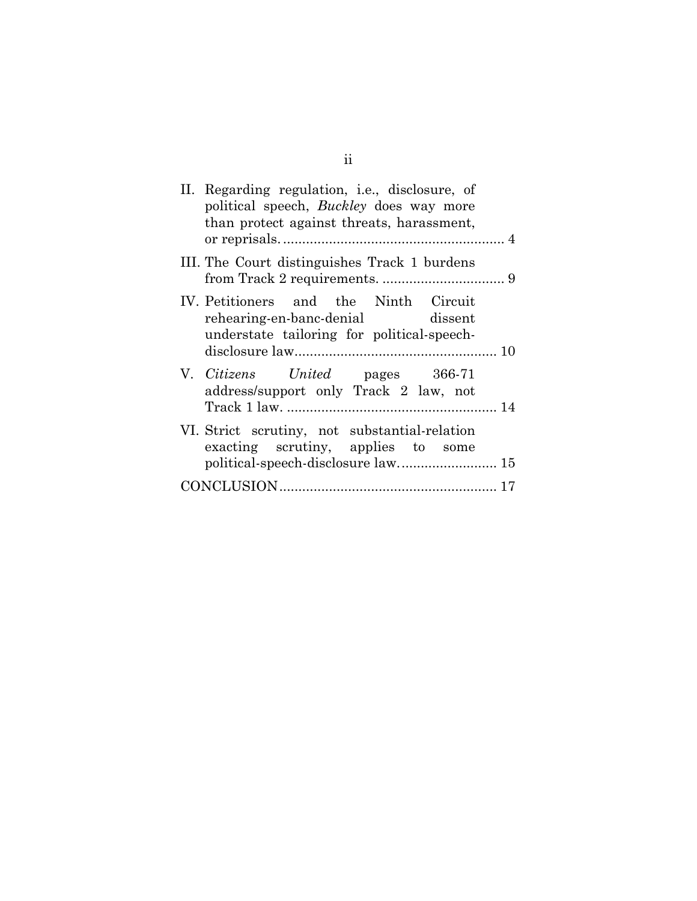II. Regarding regulation, i.e., disclosure, of political speech, *Buckley* does way more than protect against threats, harassment, or reprisals. .......................................................... 4

III. The Court distinguishes Track 1 burdens from Track 2 requirements. ................................ 9

IV. Petitioners and the Ninth Circuit rehearing-en-banc-denial dissent understate tailoring for political-speech-disclosure law..................................................... 10

V. *Citizens United* pages 366-71 address/support only Track 2 law, not Track 1 law. ...................................................... 14

VI. Strict scrutiny, not substantial-relation exacting scrutiny, applies to some political-speech-disclosure law.......................... 15

CONCLUSION......................................................... 17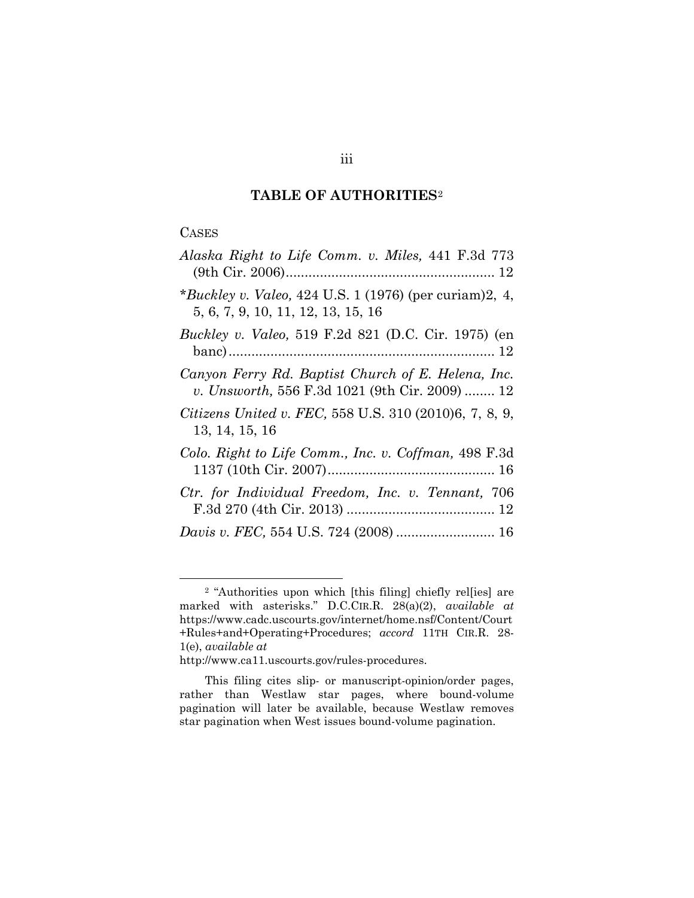## TABLE OF AUTHORITIES[2]

CASES

*Alaska Right to Life Comm. v. Miles,* 441 F.3d 773 (9th Cir. 2006)...................................................... 12

**Buckley v. Valeo,* 424 U.S. 1 (1976) (per curiam)2, 4, 5, 6, 7, 9, 10, 11, 12, 13, 15, 16

*Buckley v. Valeo,* 519 F.2d 821 (D.C. Cir. 1975) (en banc)...................................................................... 12

*Canyon Ferry Rd. Baptist Church of E. Helena, Inc. v. Unsworth,* 556 F.3d 1021 (9th Cir. 2009) ........ 12

*Citizens United v. FEC,* 558 U.S. 310 (2010)6, 7, 8, 9, 13, 14, 15, 16

*Colo. Right to Life Comm., Inc. v. Coffman,* 498 F.3d 1137 (10th Cir. 2007)........................................... 16

*Ctr. for Individual Freedom, Inc. v. Tennant,* 706 F.3d 270 (4th Cir. 2013) ....................................... 12

*Davis v. FEC,* 554 U.S. 724 (2008) .......................... 16

---

[2] "Authorities upon which [this filing] chiefly rel[ies] are marked with asterisks." D.C.CIR.R. 28(a)(2), *available at* https://www.cadc.uscourts.gov/internet/home.nsf/Content/Court+Rules+and+Operating+Procedures; *accord* 11TH CIR.R. 28-1(e), *available at* http://www.ca11.uscourts.gov/rules-procedures.

This filing cites slip- or manuscript-opinion/order pages, rather than Westlaw star pages, where bound-volume pagination will later be available, because Westlaw removes star pagination when West issues bound-volume pagination.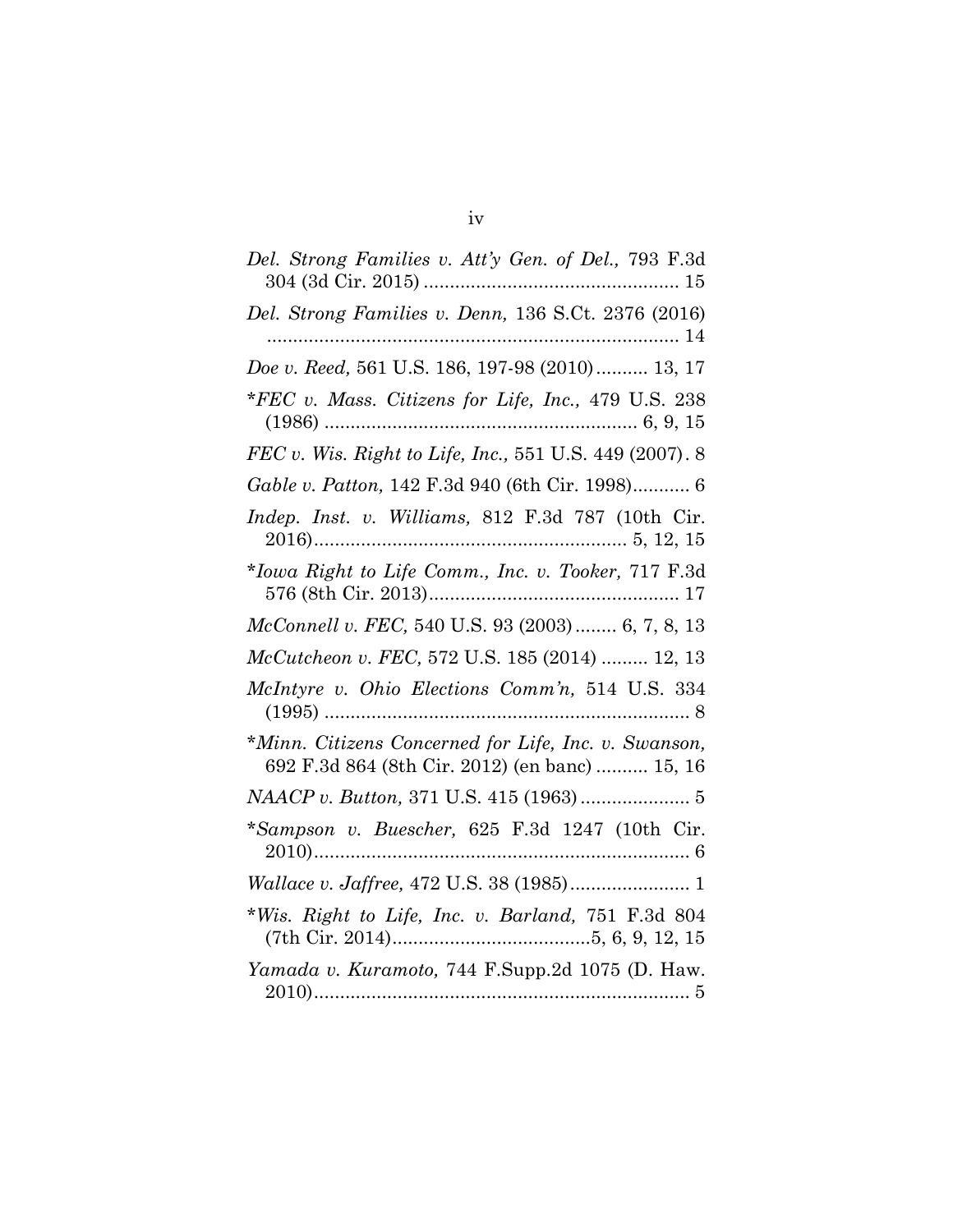*Del. Strong Families v. Att'y Gen. of Del.,* 793 F.3d 304 (3d Cir. 2015) ................................................ 15

*Del. Strong Families v. Denn,* 136 S.Ct. 2376 (2016) ................................................................................ 14

*Doe v. Reed,* 561 U.S. 186, 197-98 (2010) .......... 13, 17

*\*FEC v. Mass. Citizens for Life, Inc.,* 479 U.S. 238 (1986) ........................................................... 6, 9, 15

*FEC v. Wis. Right to Life, Inc.,* 551 U.S. 449 (2007) . 8

*Gable v. Patton,* 142 F.3d 940 (6th Cir. 1998) ........... 6

*Indep. Inst. v. Williams,* 812 F.3d 787 (10th Cir. 2016) ........................................................... 5, 12, 15

*\*Iowa Right to Life Comm., Inc. v. Tooker,* 717 F.3d 576 (8th Cir. 2013) ................................................ 17

*McConnell v. FEC,* 540 U.S. 93 (2003) ........ 6, 7, 8, 13

*McCutcheon v. FEC,* 572 U.S. 185 (2014) ......... 12, 13

*McIntyre v. Ohio Elections Comm'n,* 514 U.S. 334 (1995) ...................................................................... 8

*\*Minn. Citizens Concerned for Life, Inc. v. Swanson,* 692 F.3d 864 (8th Cir. 2012) (en banc) .......... 15, 16

*NAACP v. Button,* 371 U.S. 415 (1963) ..................... 5

*\*Sampson v. Buescher,* 625 F.3d 1247 (10th Cir. 2010) ........................................................................ 6

*Wallace v. Jaffree,* 472 U.S. 38 (1985) ....................... 1

*\*Wis. Right to Life, Inc. v. Barland,* 751 F.3d 804 (7th Cir. 2014) ......................................5, 6, 9, 12, 15

*Yamada v. Kuramoto,* 744 F.Supp.2d 1075 (D. Haw. 2010) ........................................................................ 5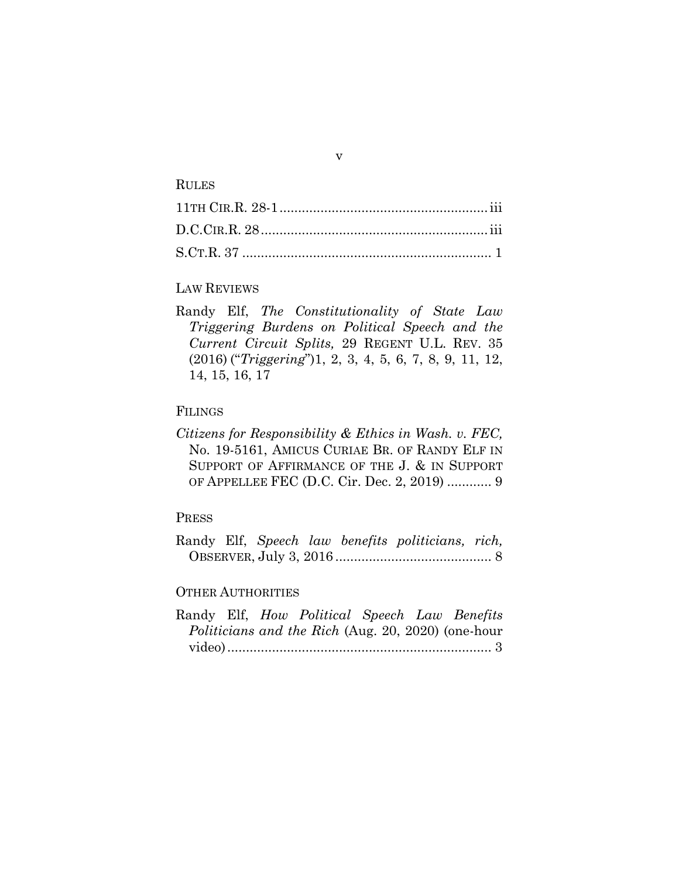RULES

11TH CIR.R. 28-1 ....................................................... iii

D.C.CIR.R. 28 ............................................................ iii

S.CT.R. 37 .................................................................. 1

LAW REVIEWS

Randy Elf, *The Constitutionality of State Law Triggering Burdens on Political Speech and the Current Circuit Splits,* 29 REGENT U.L. REV. 35 (2016) ("*Triggering*")1, 2, 3, 4, 5, 6, 7, 8, 9, 11, 12, 14, 15, 16, 17

FILINGS

*Citizens for Responsibility & Ethics in Wash. v. FEC,* No. 19-5161, AMICUS CURIAE BR. OF RANDY ELF IN SUPPORT OF AFFIRMANCE OF THE J. & IN SUPPORT OF APPELLEE FEC (D.C. Cir. Dec. 2, 2019) ............ 9

PRESS

Randy Elf, *Speech law benefits politicians, rich,* OBSERVER, July 3, 2016 .......................................... 8

OTHER AUTHORITIES

Randy Elf, *How Political Speech Law Benefits Politicians and the Rich* (Aug. 20, 2020) (one-hour video) ....................................................................... 3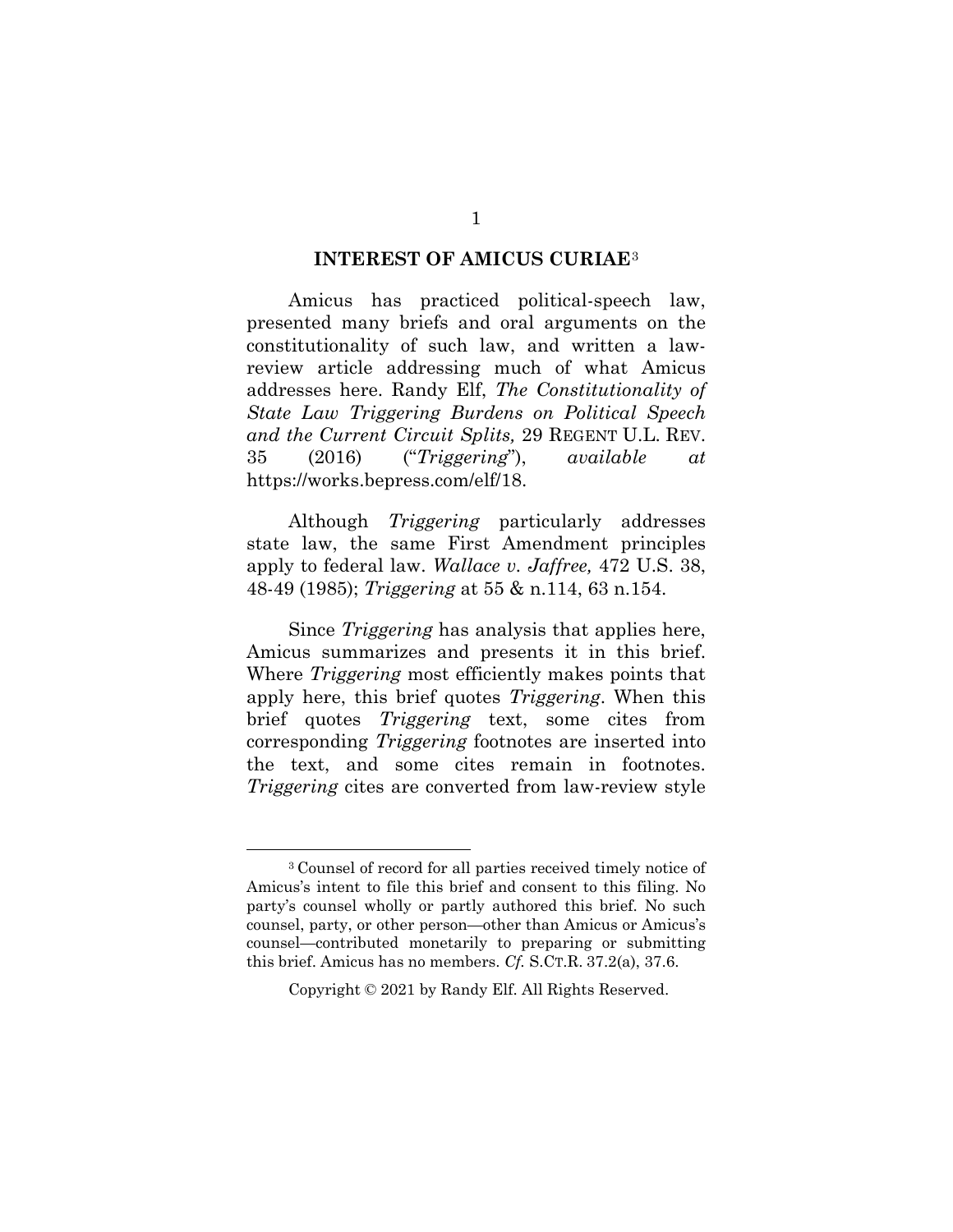## INTEREST OF AMICUS CURIAE[3]

Amicus has practiced political-speech law, presented many briefs and oral arguments on the constitutionality of such law, and written a law-review article addressing much of what Amicus addresses here. Randy Elf, *The Constitutionality of State Law Triggering Burdens on Political Speech and the Current Circuit Splits,* 29 REGENT U.L. REV. 35 (2016) ("*Triggering*"), *available at* https://works.bepress.com/elf/18.

Although *Triggering* particularly addresses state law, the same First Amendment principles apply to federal law. *Wallace v. Jaffree,* 472 U.S. 38, 48-49 (1985); *Triggering* at 55 & n.114, 63 n.154.

Since *Triggering* has analysis that applies here, Amicus summarizes and presents it in this brief. Where *Triggering* most efficiently makes points that apply here, this brief quotes *Triggering*. When this brief quotes *Triggering* text, some cites from corresponding *Triggering* footnotes are inserted into the text, and some cites remain in footnotes. *Triggering* cites are converted from law-review style

---

[3] Counsel of record for all parties received timely notice of Amicus's intent to file this brief and consent to this filing. No party's counsel wholly or partly authored this brief. No such counsel, party, or other person—other than Amicus or Amicus's counsel—contributed monetarily to preparing or submitting this brief. Amicus has no members. *Cf.* S.CT.R. 37.2(a), 37.6.

Copyright © 2021 by Randy Elf. All Rights Reserved.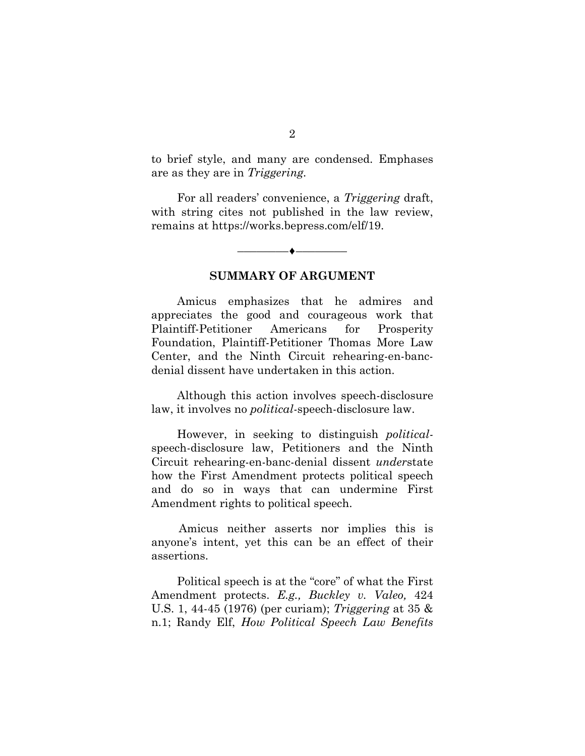to brief style, and many are condensed. Emphases are as they are in *Triggering*.

For all readers' convenience, a *Triggering* draft, with string cites not published in the law review, remains at https://works.bepress.com/elf/19.

————♦————

## SUMMARY OF ARGUMENT

Amicus emphasizes that he admires and appreciates the good and courageous work that Plaintiff-Petitioner Americans for Prosperity Foundation, Plaintiff-Petitioner Thomas More Law Center, and the Ninth Circuit rehearing-en-banc-denial dissent have undertaken in this action.

Although this action involves speech-disclosure law, it involves no *political*-speech-disclosure law.

However, in seeking to distinguish *political*-speech-disclosure law, Petitioners and the Ninth Circuit rehearing-en-banc-denial dissent *under*state how the First Amendment protects political speech and do so in ways that can undermine First Amendment rights to political speech.

Amicus neither asserts nor implies this is anyone's intent, yet this can be an effect of their assertions.

Political speech is at the "core" of what the First Amendment protects. *E.g., Buckley v. Valeo,* 424 U.S. 1, 44-45 (1976) (per curiam); *Triggering* at 35 & n.1; Randy Elf, *How Political Speech Law Benefits*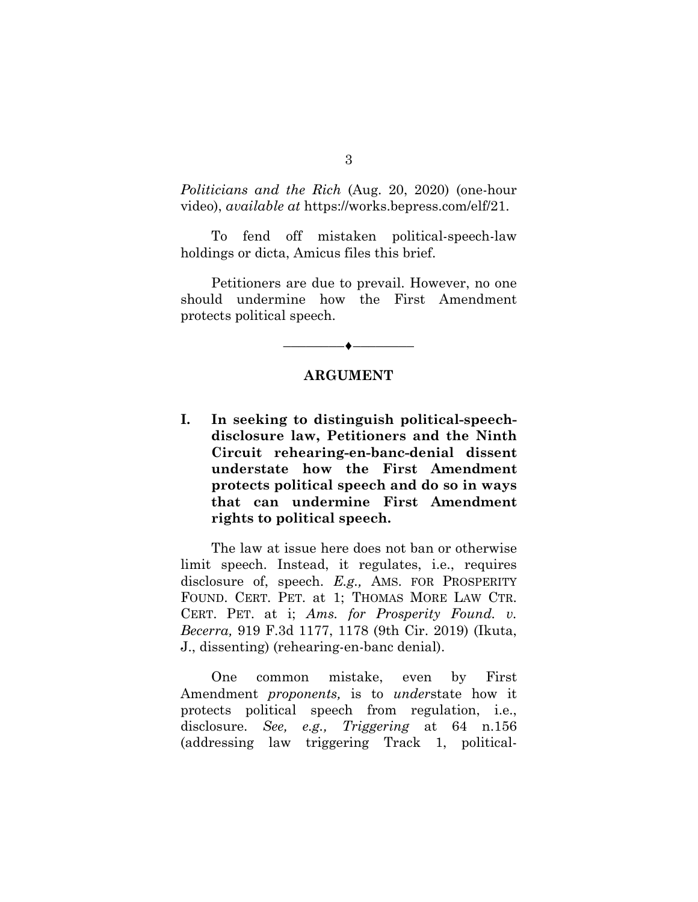*Politicians and the Rich* (Aug. 20, 2020) (one-hour video), *available at* https://works.bepress.com/elf/21.

To fend off mistaken political-speech-law holdings or dicta, Amicus files this brief.

Petitioners are due to prevail. However, no one should undermine how the First Amendment protects political speech.

---

## ARGUMENT

### I. In seeking to distinguish political-speech-disclosure law, Petitioners and the Ninth Circuit rehearing-en-banc-denial dissent understate how the First Amendment protects political speech and do so in ways that can undermine First Amendment rights to political speech.

The law at issue here does not ban or otherwise limit speech. Instead, it regulates, i.e., requires disclosure of, speech. *E.g.,* AMS. FOR PROSPERITY FOUND. CERT. PET. at 1; THOMAS MORE LAW CTR. CERT. PET. at i; *Ams. for Prosperity Found. v. Becerra,* 919 F.3d 1177, 1178 (9th Cir. 2019) (Ikuta, J., dissenting) (rehearing-en-banc denial).

One common mistake, even by First Amendment *proponents,* is to *under*state how it protects political speech from regulation, i.e., disclosure. *See, e.g., Triggering* at 64 n.156 (addressing law triggering Track 1, political-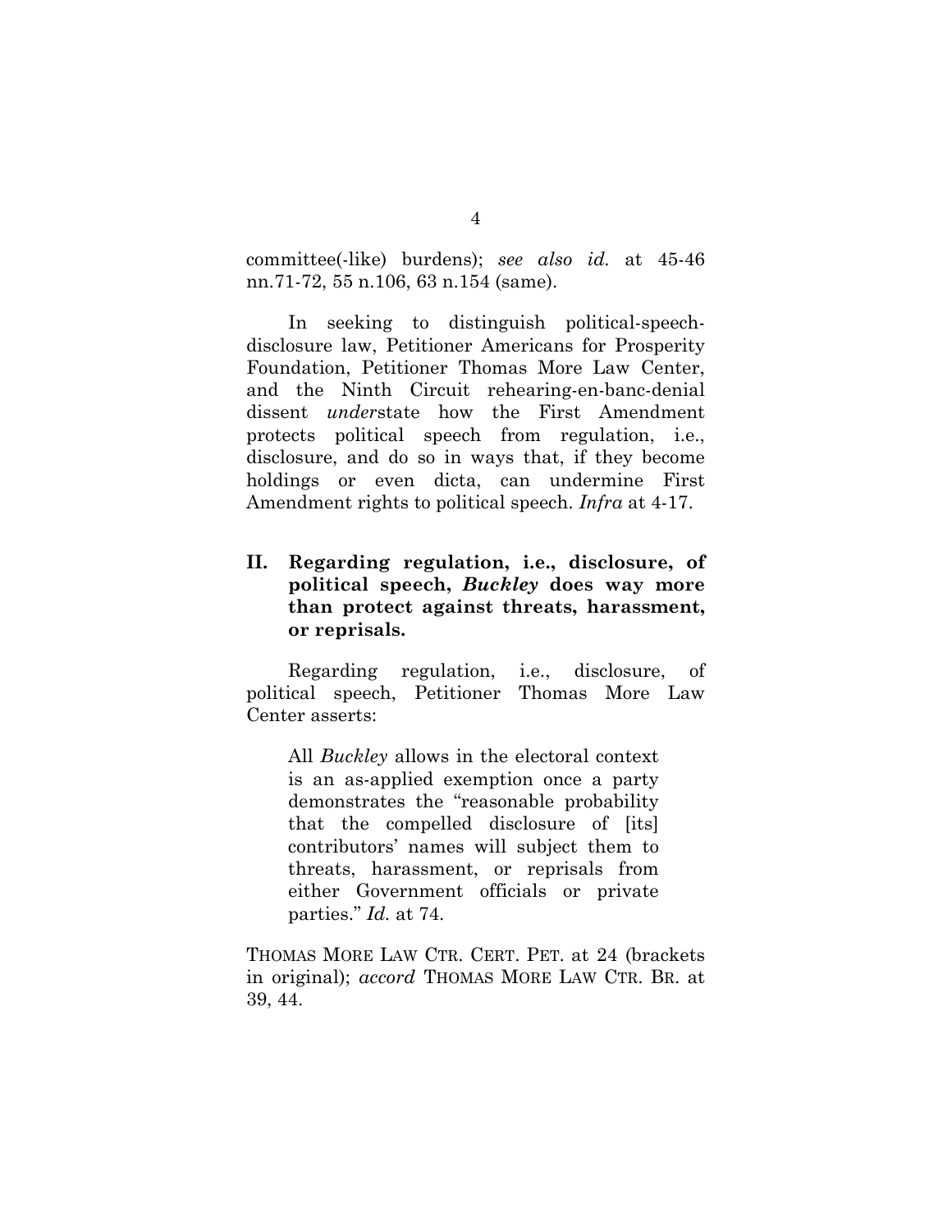committee(-like) burdens); *see also id.* at 45-46 nn.71-72, 55 n.106, 63 n.154 (same).

In seeking to distinguish political-speech-disclosure law, Petitioner Americans for Prosperity Foundation, Petitioner Thomas More Law Center, and the Ninth Circuit rehearing-en-banc-denial dissent *under*state how the First Amendment protects political speech from regulation, i.e., disclosure, and do so in ways that, if they become holdings or even dicta, can undermine First Amendment rights to political speech. *Infra* at 4-17.

## II. Regarding regulation, i.e., disclosure, of political speech, *Buckley* does way more than protect against threats, harassment, or reprisals.

Regarding regulation, i.e., disclosure, of political speech, Petitioner Thomas More Law Center asserts:

> All *Buckley* allows in the electoral context is an as-applied exemption once a party demonstrates the "reasonable probability that the compelled disclosure of [its] contributors' names will subject them to threats, harassment, or reprisals from either Government officials or private parties." *Id.* at 74.

THOMAS MORE LAW CTR. CERT. PET. at 24 (brackets in original); *accord* THOMAS MORE LAW CTR. BR. at 39, 44.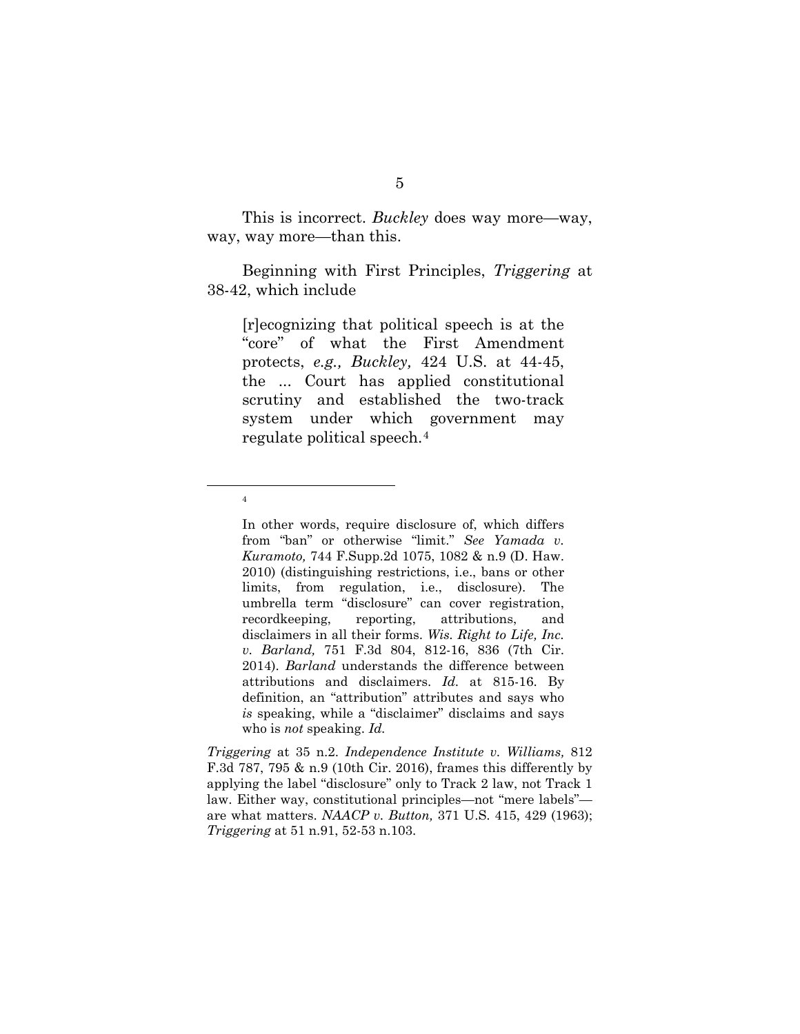This is incorrect. *Buckley* does way more—way, way, way more—than this.

Beginning with First Principles, *Triggering* at 38-42, which include

> [r]ecognizing that political speech is at the "core" of what the First Amendment protects, *e.g., Buckley,* 424 U.S. at 44-45, the ... Court has applied constitutional scrutiny and established the two-track system under which government may regulate political speech.[4]
>
> ---
>
> [4] In other words, require disclosure of, which differs from "ban" or otherwise "limit." *See Yamada v. Kuramoto,* 744 F.Supp.2d 1075, 1082 & n.9 (D. Haw. 2010) (distinguishing restrictions, i.e., bans or other limits, from regulation, i.e., disclosure). The umbrella term "disclosure" can cover registration, recordkeeping, reporting, attributions, and disclaimers in all their forms. *Wis. Right to Life, Inc. v. Barland,* 751 F.3d 804, 812-16, 836 (7th Cir. 2014). *Barland* understands the difference between attributions and disclaimers. *Id.* at 815-16. By definition, an "attribution" attributes and says who *is* speaking, while a "disclaimer" disclaims and says who is *not* speaking. *Id.*

*Triggering* at 35 n.2. *Independence Institute v. Williams,* 812 F.3d 787, 795 & n.9 (10th Cir. 2016), frames this differently by applying the label "disclosure" only to Track 2 law, not Track 1 law. Either way, constitutional principles—not "mere labels"—are what matters. *NAACP v. Button,* 371 U.S. 415, 429 (1963); *Triggering* at 51 n.91, 52-53 n.103.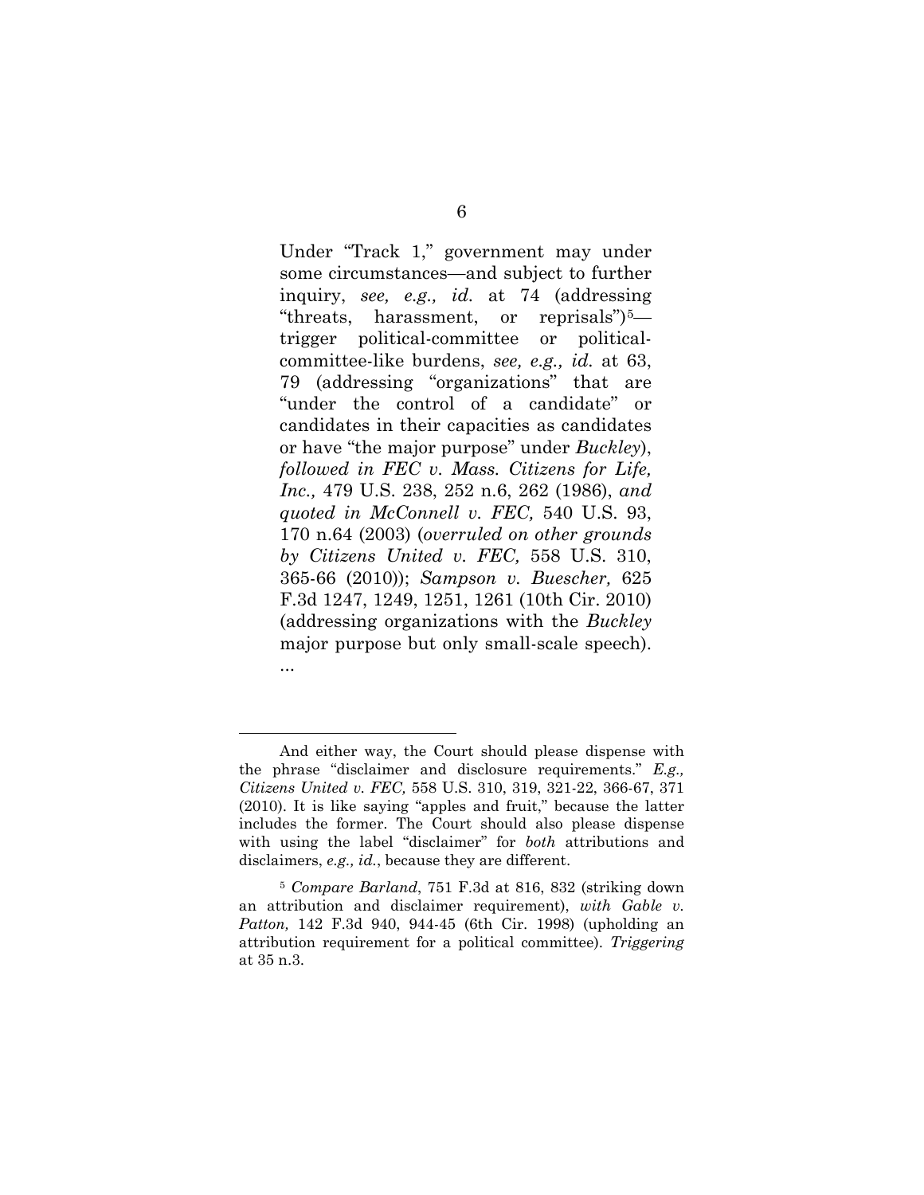Under "Track 1," government may under some circumstances—and subject to further inquiry, *see, e.g., id.* at 74 (addressing "threats, harassment, or reprisals")[5]—trigger political-committee or political-committee-like burdens, *see, e.g., id.* at 63, 79 (addressing "organizations" that are "under the control of a candidate" or candidates in their capacities as candidates or have "the major purpose" under *Buckley*), *followed in FEC v. Mass. Citizens for Life, Inc.,* 479 U.S. 238, 252 n.6, 262 (1986), *and quoted in McConnell v. FEC,* 540 U.S. 93, 170 n.64 (2003) (*overruled on other grounds by Citizens United v. FEC,* 558 U.S. 310, 365-66 (2010)); *Sampson v. Buescher,* 625 F.3d 1247, 1249, 1251, 1261 (10th Cir. 2010) (addressing organizations with the *Buckley* major purpose but only small-scale speech). ...

---

And either way, the Court should please dispense with the phrase "disclaimer and disclosure requirements." *E.g., Citizens United v. FEC,* 558 U.S. 310, 319, 321-22, 366-67, 371 (2010). It is like saying "apples and fruit," because the latter includes the former. The Court should also please dispense with using the label "disclaimer" for *both* attributions and disclaimers, *e.g., id.*, because they are different.

[5] *Compare Barland*, 751 F.3d at 816, 832 (striking down an attribution and disclaimer requirement), *with Gable v. Patton,* 142 F.3d 940, 944-45 (6th Cir. 1998) (upholding an attribution requirement for a political committee). *Triggering* at 35 n.3.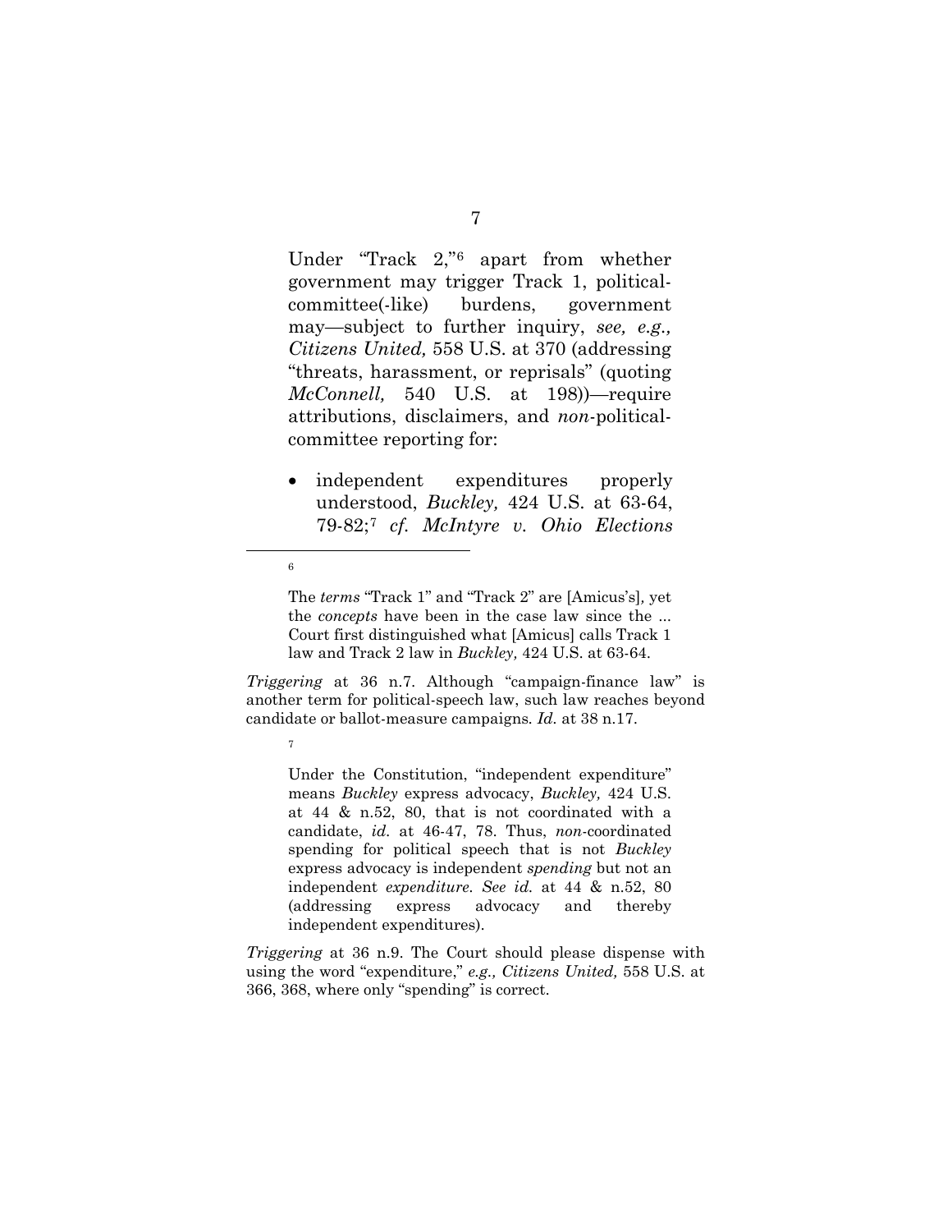Under "Track 2,"[6] apart from whether government may trigger Track 1, political-committee(-like) burdens, government may—subject to further inquiry, *see, e.g., Citizens United,* 558 U.S. at 370 (addressing "threats, harassment, or reprisals" (quoting *McConnell,* 540 U.S. at 198))—require attributions, disclaimers, and *non*-political-committee reporting for:

- independent expenditures properly understood, *Buckley,* 424 U.S. at 63-64, 79-82;[7] *cf. McIntyre v. Ohio Elections*

---

[6]

> The *terms* "Track 1" and "Track 2" are [Amicus's], yet the *concepts* have been in the case law since the ... Court first distinguished what [Amicus] calls Track 1 law and Track 2 law in *Buckley,* 424 U.S. at 63-64.

*Triggering* at 36 n.7. Although "campaign-finance law" is another term for political-speech law, such law reaches beyond candidate or ballot-measure campaigns. *Id.* at 38 n.17.

[7]

> Under the Constitution, "independent expenditure" means *Buckley* express advocacy, *Buckley,* 424 U.S. at 44 & n.52, 80, that is not coordinated with a candidate, *id.* at 46-47, 78. Thus, *non*-coordinated spending for political speech that is not *Buckley* express advocacy is independent *spending* but not an independent *expenditure. See id.* at 44 & n.52, 80 (addressing express advocacy and thereby independent expenditures).

*Triggering* at 36 n.9. The Court should please dispense with using the word "expenditure," *e.g., Citizens United,* 558 U.S. at 366, 368, where only "spending" is correct.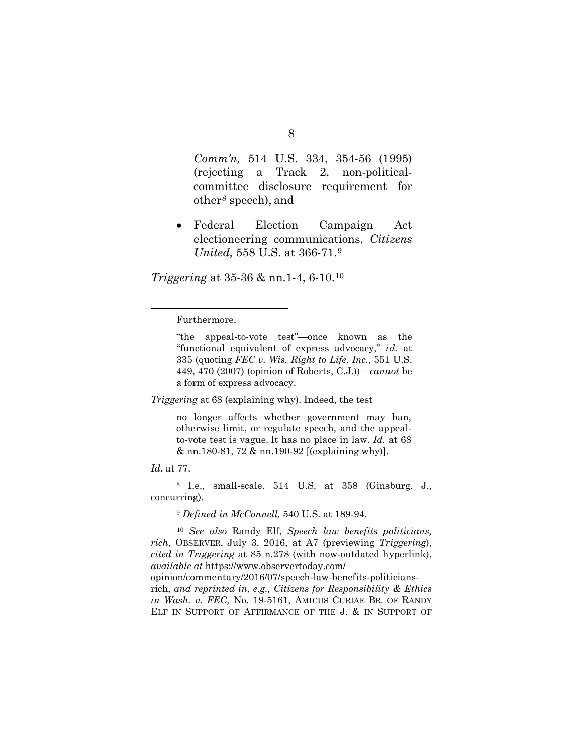*Comm'n,* 514 U.S. 334, 354-56 (1995) (rejecting a Track 2, non-political-committee disclosure requirement for other[8] speech), and

- Federal Election Campaign Act electioneering communications, *Citizens United,* 558 U.S. at 366-71.[9]

*Triggering* at 35-36 & nn.1-4, 6-10.[10]

---

Furthermore,

> "the appeal-to-vote test"—once known as the "functional equivalent of express advocacy," *id.* at 335 (quoting *FEC v. Wis. Right to Life, Inc.,* 551 U.S. 449, 470 (2007) (opinion of Roberts, C.J.))—*cannot* be a form of express advocacy.

*Triggering* at 68 (explaining why). Indeed, the test

> no longer affects whether government may ban, otherwise limit, or regulate speech, and the appeal-to-vote test is vague. It has no place in law. *Id.* at 68 & nn.180-81, 72 & nn.190-92 [(explaining why)].

*Id.* at 77.

[8] I.e., small-scale. 514 U.S. at 358 (Ginsburg, J., concurring).

[9] *Defined in McConnell,* 540 U.S. at 189-94.

[10] *See also* Randy Elf, *Speech law benefits politicians, rich,* OBSERVER, July 3, 2016, at A7 (previewing *Triggering*), *cited in Triggering* at 85 n.278 (with now-outdated hyperlink), *available at* https://www.observertoday.com/opinion/commentary/2016/07/speech-law-benefits-politicians-rich, *and reprinted in, e.g., Citizens for Responsibility & Ethics in Wash. v. FEC,* No. 19-5161, AMICUS CURIAE BR. OF RANDY ELF IN SUPPORT OF AFFIRMANCE OF THE J. & IN SUPPORT OF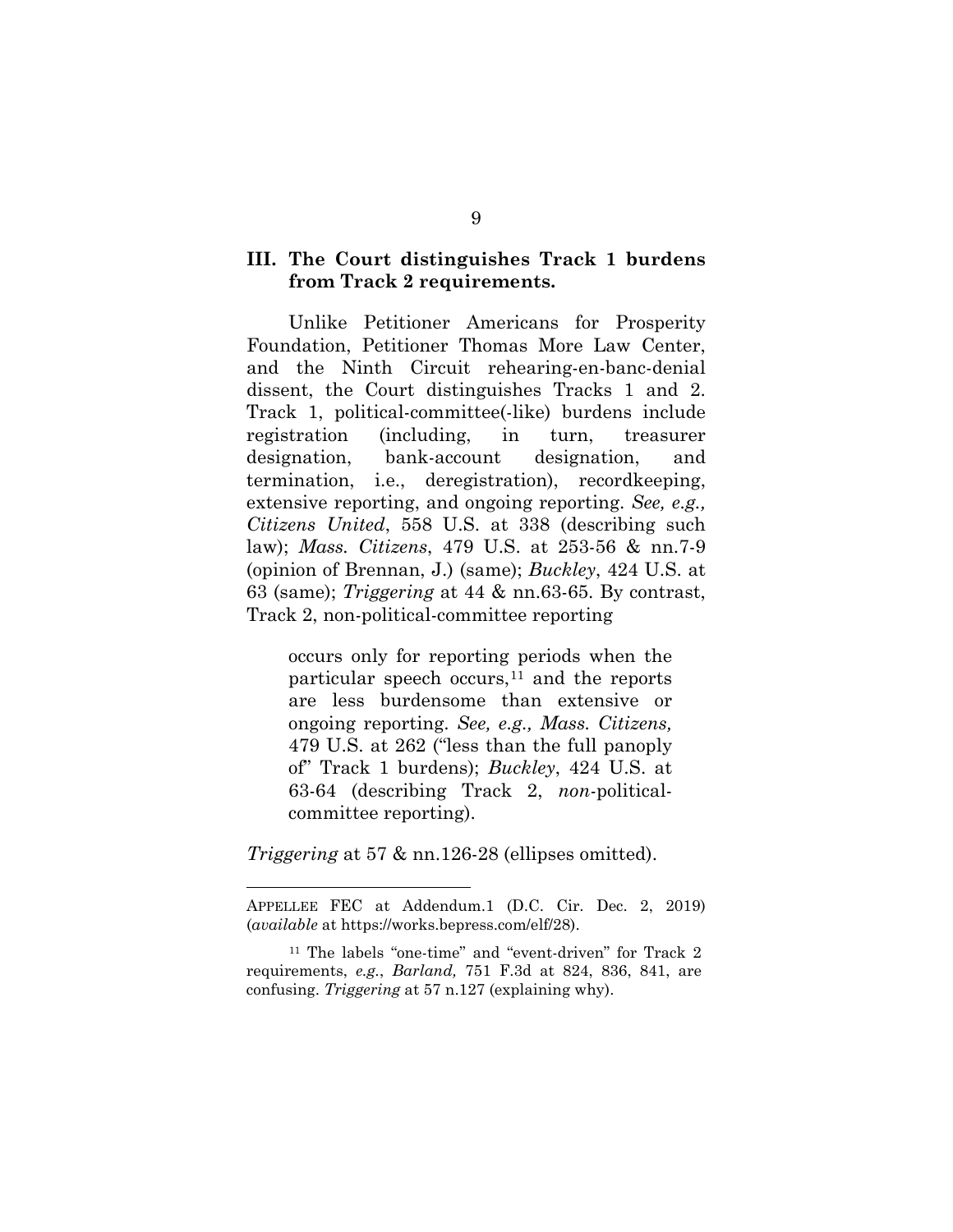### III. The Court distinguishes Track 1 burdens from Track 2 requirements.

Unlike Petitioner Americans for Prosperity Foundation, Petitioner Thomas More Law Center, and the Ninth Circuit rehearing-en-banc-denial dissent, the Court distinguishes Tracks 1 and 2. Track 1, political-committee(-like) burdens include registration (including, in turn, treasurer designation, bank-account designation, and termination, i.e., deregistration), recordkeeping, extensive reporting, and ongoing reporting. *See, e.g., Citizens United*, 558 U.S. at 338 (describing such law); *Mass. Citizens*, 479 U.S. at 253-56 & nn.7-9 (opinion of Brennan, J.) (same); *Buckley*, 424 U.S. at 63 (same); *Triggering* at 44 & nn.63-65. By contrast, Track 2, non-political-committee reporting

> occurs only for reporting periods when the particular speech occurs,[11] and the reports are less burdensome than extensive or ongoing reporting. *See, e.g., Mass. Citizens,* 479 U.S. at 262 ("less than the full panoply of" Track 1 burdens); *Buckley*, 424 U.S. at 63-64 (describing Track 2, *non*-political-committee reporting).

*Triggering* at 57 & nn.126-28 (ellipses omitted).

---

APPELLEE FEC at Addendum.1 (D.C. Cir. Dec. 2, 2019) (*available* at https://works.bepress.com/elf/28).

[11] The labels "one-time" and "event-driven" for Track 2 requirements, *e.g.*, *Barland,* 751 F.3d at 824, 836, 841, are confusing. *Triggering* at 57 n.127 (explaining why).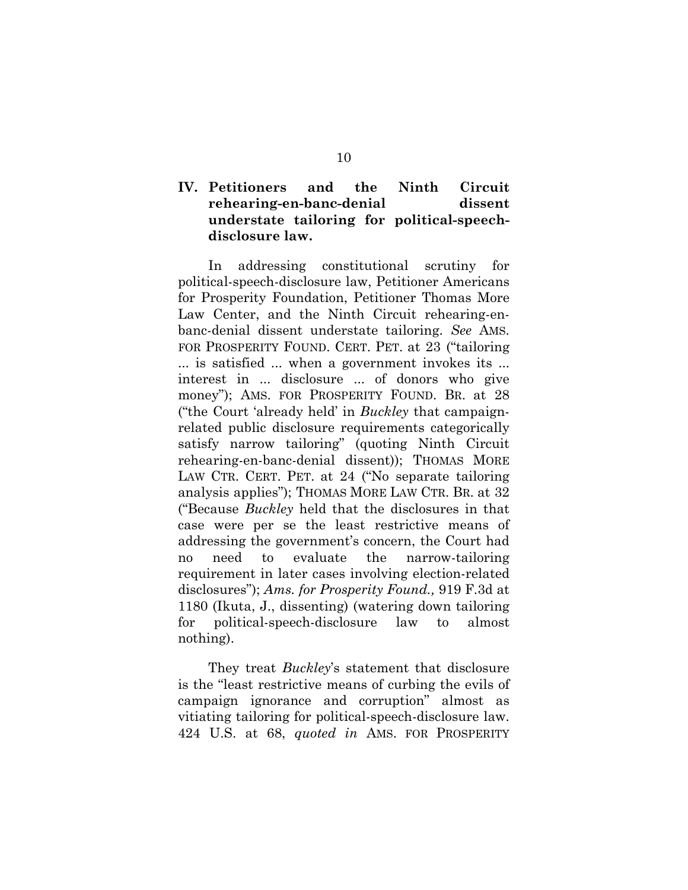## IV. Petitioners and the Ninth Circuit rehearing-en-banc-denial dissent understate tailoring for political-speech-disclosure law.

In addressing constitutional scrutiny for political-speech-disclosure law, Petitioner Americans for Prosperity Foundation, Petitioner Thomas More Law Center, and the Ninth Circuit rehearing-en-banc-denial dissent understate tailoring. *See* AMS. FOR PROSPERITY FOUND. CERT. PET. at 23 ("tailoring ... is satisfied ... when a government invokes its ... interest in ... disclosure ... of donors who give money"); AMS. FOR PROSPERITY FOUND. BR. at 28 ("the Court 'already held' in *Buckley* that campaign-related public disclosure requirements categorically satisfy narrow tailoring" (quoting Ninth Circuit rehearing-en-banc-denial dissent)); THOMAS MORE LAW CTR. CERT. PET. at 24 ("No separate tailoring analysis applies"); THOMAS MORE LAW CTR. BR. at 32 ("Because *Buckley* held that the disclosures in that case were per se the least restrictive means of addressing the government's concern, the Court had no need to evaluate the narrow-tailoring requirement in later cases involving election-related disclosures"); *Ams. for Prosperity Found.,* 919 F.3d at 1180 (Ikuta, J., dissenting) (watering down tailoring for political-speech-disclosure law to almost nothing).

They treat *Buckley*'s statement that disclosure is the "least restrictive means of curbing the evils of campaign ignorance and corruption" almost as vitiating tailoring for political-speech-disclosure law. 424 U.S. at 68, *quoted in* AMS. FOR PROSPERITY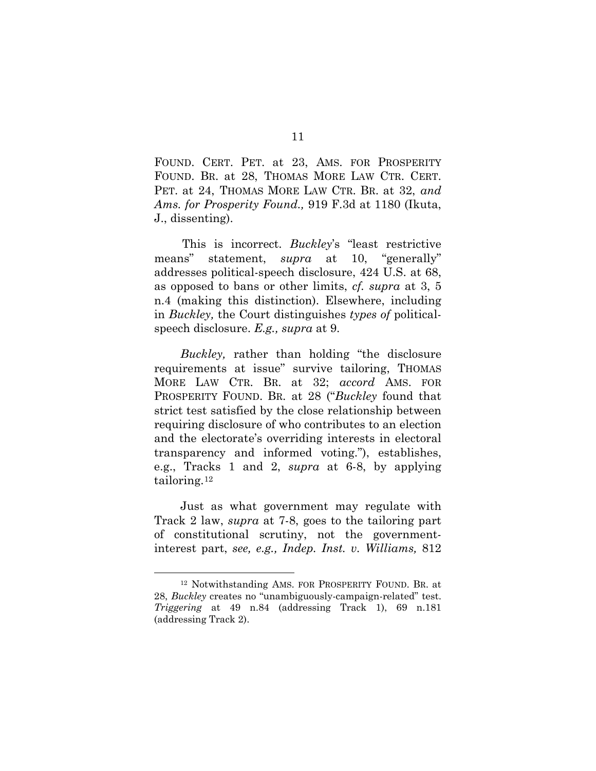FOUND. CERT. PET. at 23, AMS. FOR PROSPERITY FOUND. BR. at 28, THOMAS MORE LAW CTR. CERT. PET. at 24, THOMAS MORE LAW CTR. BR. at 32, *and Ams. for Prosperity Found.,* 919 F.3d at 1180 (Ikuta, J., dissenting).

This is incorrect. *Buckley*'s "least restrictive means" statement, *supra* at 10, "generally" addresses political-speech disclosure, 424 U.S. at 68, as opposed to bans or other limits, *cf. supra* at 3, 5 n.4 (making this distinction). Elsewhere, including in *Buckley,* the Court distinguishes *types of* political-speech disclosure. *E.g., supra* at 9.

*Buckley,* rather than holding "the disclosure requirements at issue" survive tailoring, THOMAS MORE LAW CTR. BR. at 32; *accord* AMS. FOR PROSPERITY FOUND. BR. at 28 ("*Buckley* found that strict test satisfied by the close relationship between requiring disclosure of who contributes to an election and the electorate's overriding interests in electoral transparency and informed voting."), establishes, e.g., Tracks 1 and 2, *supra* at 6-8, by applying tailoring.[12]

Just as what government may regulate with Track 2 law, *supra* at 7-8, goes to the tailoring part of constitutional scrutiny, not the government-interest part, *see, e.g., Indep. Inst. v. Williams,* 812

---

[12] Notwithstanding AMS. FOR PROSPERITY FOUND. BR. at 28, *Buckley* creates no "unambiguously-campaign-related" test. *Triggering* at 49 n.84 (addressing Track 1), 69 n.181 (addressing Track 2).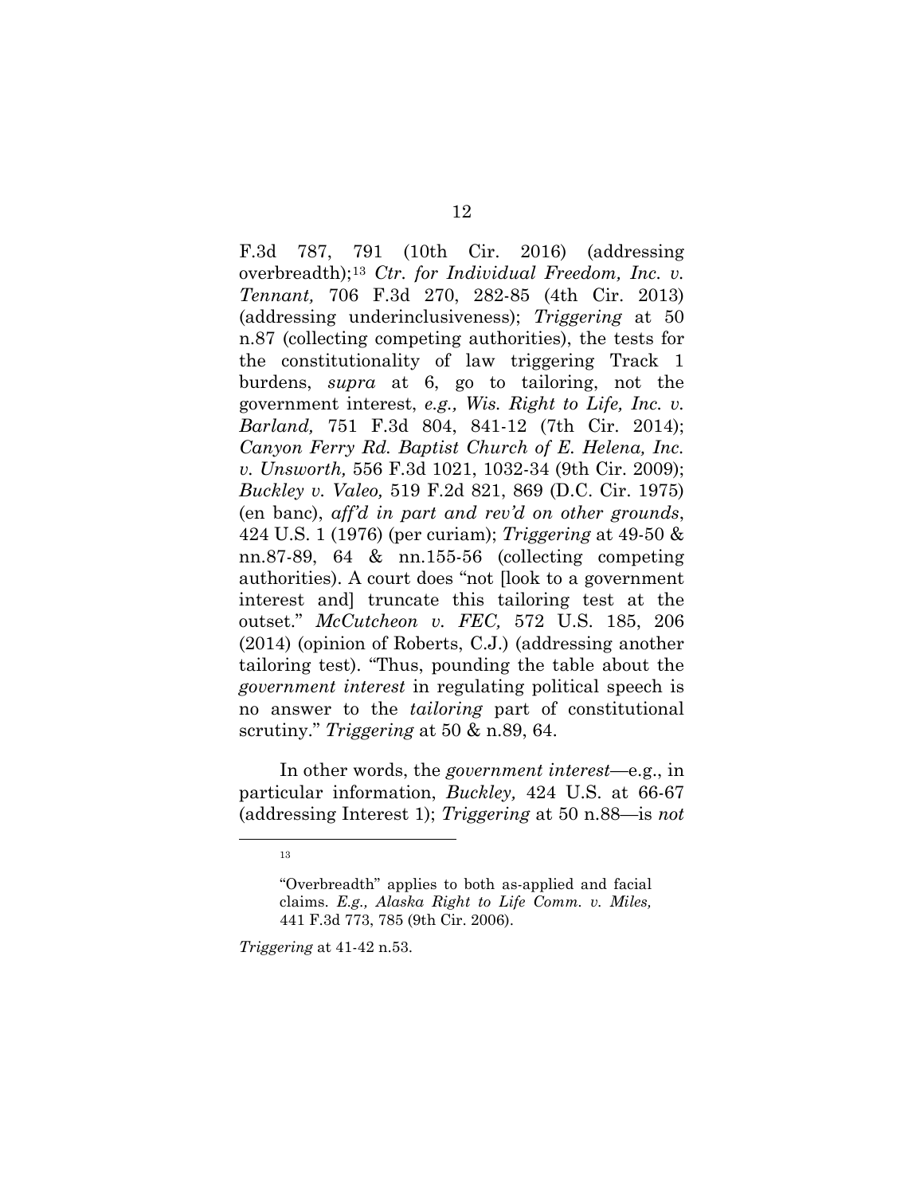F.3d 787, 791 (10th Cir. 2016) (addressing overbreadth);[13] *Ctr. for Individual Freedom, Inc. v. Tennant,* 706 F.3d 270, 282-85 (4th Cir. 2013) (addressing underinclusiveness); *Triggering* at 50 n.87 (collecting competing authorities), the tests for the constitutionality of law triggering Track 1 burdens, *supra* at 6, go to tailoring, not the government interest, *e.g., Wis. Right to Life, Inc. v. Barland,* 751 F.3d 804, 841-12 (7th Cir. 2014); *Canyon Ferry Rd. Baptist Church of E. Helena, Inc. v. Unsworth,* 556 F.3d 1021, 1032-34 (9th Cir. 2009); *Buckley v. Valeo,* 519 F.2d 821, 869 (D.C. Cir. 1975) (en banc), *aff'd in part and rev'd on other grounds*, 424 U.S. 1 (1976) (per curiam); *Triggering* at 49-50 & nn.87-89, 64 & nn.155-56 (collecting competing authorities). A court does "not [look to a government interest and] truncate this tailoring test at the outset." *McCutcheon v. FEC,* 572 U.S. 185, 206 (2014) (opinion of Roberts, C.J.) (addressing another tailoring test). "Thus, pounding the table about the *government interest* in regulating political speech is no answer to the *tailoring* part of constitutional scrutiny." *Triggering* at 50 & n.89, 64.

In other words, the *government interest*—e.g., in particular information, *Buckley,* 424 U.S. at 66-67 (addressing Interest 1); *Triggering* at 50 n.88—is *not*

---

[13]

"Overbreadth" applies to both as-applied and facial claims. *E.g., Alaska Right to Life Comm. v. Miles,* 441 F.3d 773, 785 (9th Cir. 2006).

*Triggering* at 41-42 n.53.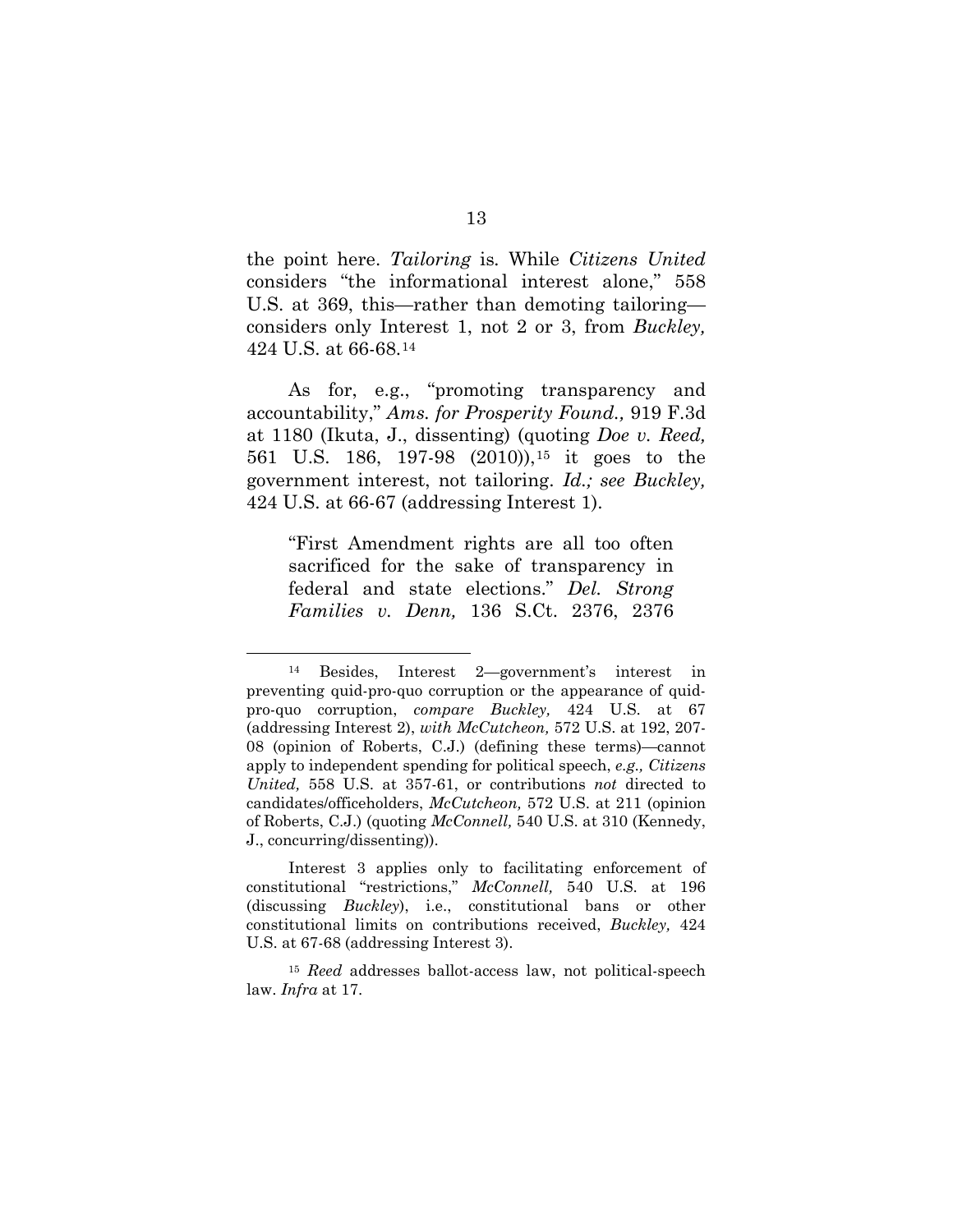the point here. *Tailoring* is. While *Citizens United* considers "the informational interest alone," 558 U.S. at 369, this—rather than demoting tailoring—considers only Interest 1, not 2 or 3, from *Buckley,* 424 U.S. at 66-68.[14]

As for, e.g., "promoting transparency and accountability," *Ams. for Prosperity Found.,* 919 F.3d at 1180 (Ikuta, J., dissenting) (quoting *Doe v. Reed,* 561 U.S. 186, 197-98 (2010)),[15] it goes to the government interest, not tailoring. *Id.; see Buckley,* 424 U.S. at 66-67 (addressing Interest 1).

> "First Amendment rights are all too often sacrificed for the sake of transparency in federal and state elections." *Del. Strong Families v. Denn,* 136 S.Ct. 2376, 2376

---

[14] Besides, Interest 2—government's interest in preventing quid-pro-quo corruption or the appearance of quid-pro-quo corruption, *compare Buckley,* 424 U.S. at 67 (addressing Interest 2), *with McCutcheon,* 572 U.S. at 192, 207-08 (opinion of Roberts, C.J.) (defining these terms)—cannot apply to independent spending for political speech, *e.g., Citizens United,* 558 U.S. at 357-61, or contributions *not* directed to candidates/officeholders, *McCutcheon,* 572 U.S. at 211 (opinion of Roberts, C.J.) (quoting *McConnell,* 540 U.S. at 310 (Kennedy, J., concurring/dissenting)).

Interest 3 applies only to facilitating enforcement of constitutional "restrictions," *McConnell,* 540 U.S. at 196 (discussing *Buckley*), i.e., constitutional bans or other constitutional limits on contributions received, *Buckley,* 424 U.S. at 67-68 (addressing Interest 3).

[15] *Reed* addresses ballot-access law, not political-speech law. *Infra* at 17.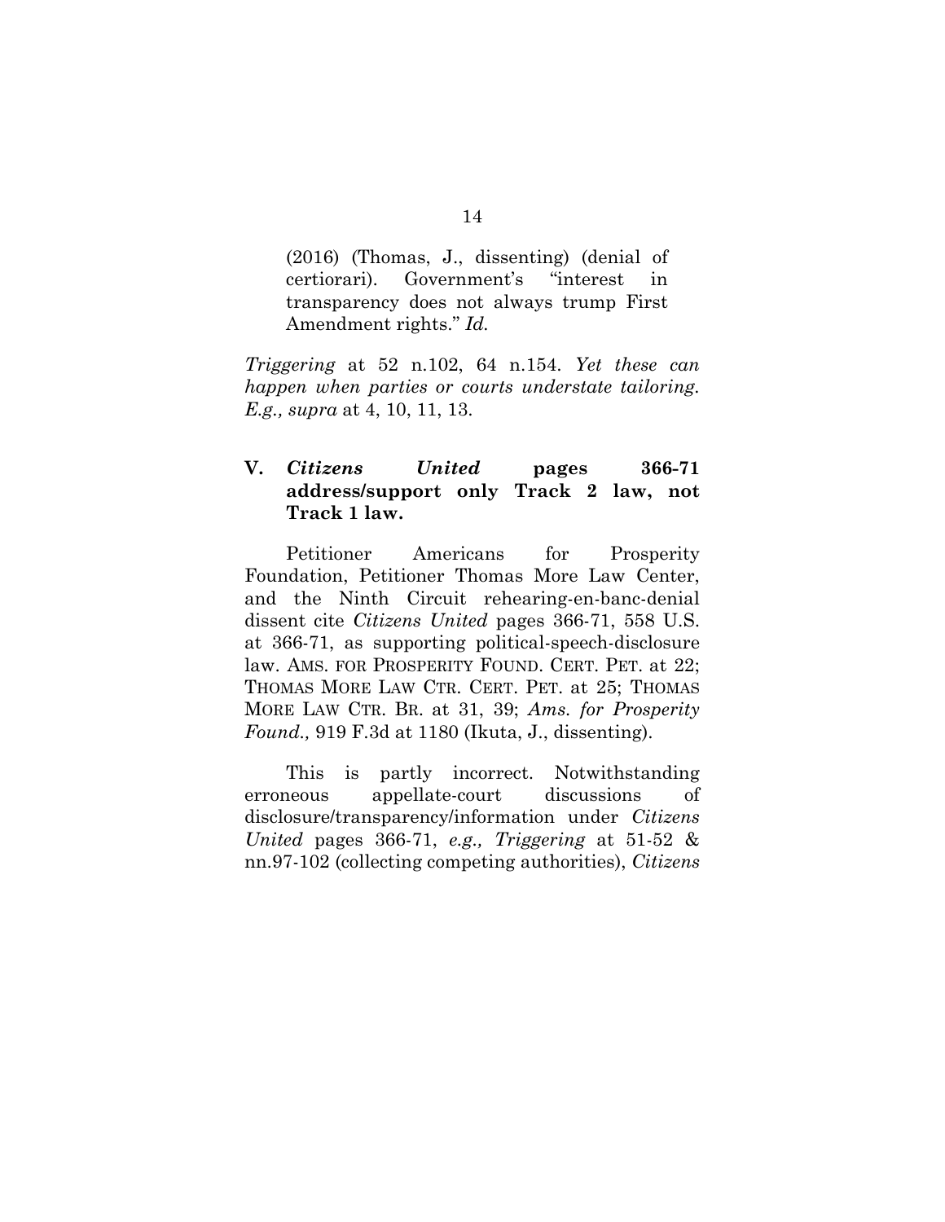> (2016) (Thomas, J., dissenting) (denial of certiorari). Government's "interest in transparency does not always trump First Amendment rights." *Id.*

*Triggering* at 52 n.102, 64 n.154. *Yet these can happen when parties or courts understate tailoring. E.g., supra* at 4, 10, 11, 13.

## V. *Citizens United* pages 366-71 address/support only Track 2 law, not Track 1 law.

Petitioner Americans for Prosperity Foundation, Petitioner Thomas More Law Center, and the Ninth Circuit rehearing-en-banc-denial dissent cite *Citizens United* pages 366-71, 558 U.S. at 366-71, as supporting political-speech-disclosure law. AMS. FOR PROSPERITY FOUND. CERT. PET. at 22; THOMAS MORE LAW CTR. CERT. PET. at 25; THOMAS MORE LAW CTR. BR. at 31, 39; *Ams. for Prosperity Found.,* 919 F.3d at 1180 (Ikuta, J., dissenting).

This is partly incorrect. Notwithstanding erroneous appellate-court discussions of disclosure/transparency/information under *Citizens United* pages 366-71, *e.g., Triggering* at 51-52 & nn.97-102 (collecting competing authorities), *Citizens*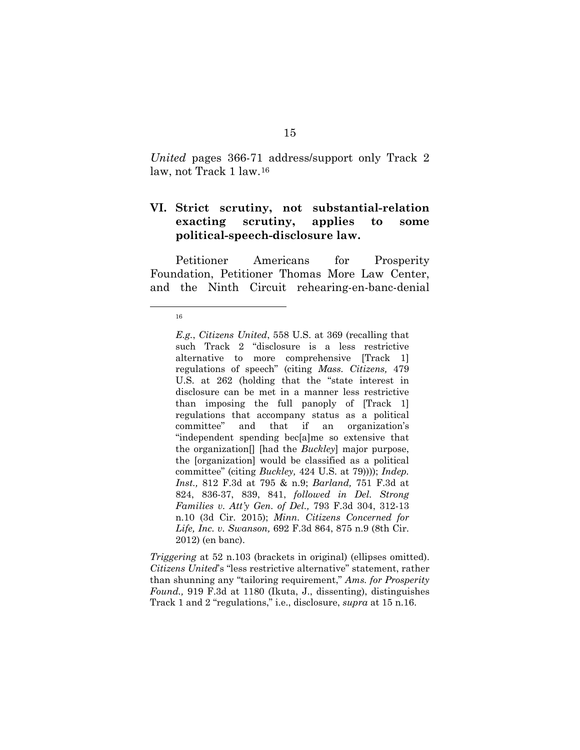*United* pages 366-71 address/support only Track 2 law, not Track 1 law.[16]

## VI. Strict scrutiny, not substantial-relation exacting scrutiny, applies to some political-speech-disclosure law.

Petitioner Americans for Prosperity Foundation, Petitioner Thomas More Law Center, and the Ninth Circuit rehearing-en-banc-denial

---

[16]

> *E.g.*, *Citizens United*, 558 U.S. at 369 (recalling that such Track 2 "disclosure is a less restrictive alternative to more comprehensive [Track 1] regulations of speech" (citing *Mass. Citizens,* 479 U.S. at 262 (holding that the "state interest in disclosure can be met in a manner less restrictive than imposing the full panoply of [Track 1] regulations that accompany status as a political committee" and that if an organization's "independent spending bec[a]me so extensive that the organization[] [had the *Buckley*] major purpose, the [organization] would be classified as a political committee" (citing *Buckley,* 424 U.S. at 79)))); *Indep. Inst.,* 812 F.3d at 795 & n.9; *Barland,* 751 F.3d at 824, 836-37, 839, 841, *followed in Del. Strong Families v. Att'y Gen. of Del.,* 793 F.3d 304, 312-13 n.10 (3d Cir. 2015); *Minn. Citizens Concerned for Life, Inc. v. Swanson,* 692 F.3d 864, 875 n.9 (8th Cir. 2012) (en banc).

*Triggering* at 52 n.103 (brackets in original) (ellipses omitted). *Citizens United*'s "less restrictive alternative" statement, rather than shunning any "tailoring requirement," *Ams. for Prosperity Found.,* 919 F.3d at 1180 (Ikuta, J., dissenting), distinguishes Track 1 and 2 "regulations," i.e., disclosure, *supra* at 15 n.16.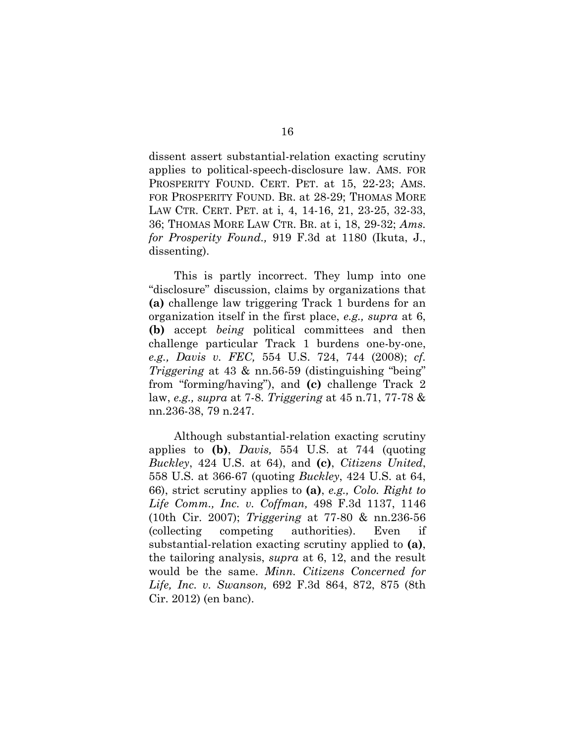dissent assert substantial-relation exacting scrutiny applies to political-speech-disclosure law. AMS. FOR PROSPERITY FOUND. CERT. PET. at 15, 22-23; AMS. FOR PROSPERITY FOUND. BR. at 28-29; THOMAS MORE LAW CTR. CERT. PET. at i, 4, 14-16, 21, 23-25, 32-33, 36; THOMAS MORE LAW CTR. BR. at i, 18, 29-32; *Ams. for Prosperity Found.,* 919 F.3d at 1180 (Ikuta, J., dissenting).

This is partly incorrect. They lump into one "disclosure" discussion, claims by organizations that **(a)** challenge law triggering Track 1 burdens for an organization itself in the first place, *e.g., supra* at 6, **(b)** accept *being* political committees and then challenge particular Track 1 burdens one-by-one, *e.g., Davis v. FEC,* 554 U.S. 724, 744 (2008); *cf. Triggering* at 43 & nn.56-59 (distinguishing "being" from "forming/having"), and **(c)** challenge Track 2 law, *e.g., supra* at 7-8. *Triggering* at 45 n.71, 77-78 & nn.236-38, 79 n.247.

Although substantial-relation exacting scrutiny applies to **(b)**, *Davis,* 554 U.S. at 744 (quoting *Buckley*, 424 U.S. at 64), and **(c)**, *Citizens United*, 558 U.S. at 366-67 (quoting *Buckley*, 424 U.S. at 64, 66), strict scrutiny applies to **(a)**, *e.g., Colo. Right to Life Comm., Inc. v. Coffman,* 498 F.3d 1137, 1146 (10th Cir. 2007); *Triggering* at 77-80 & nn.236-56 (collecting competing authorities). Even if substantial-relation exacting scrutiny applied to **(a)**, the tailoring analysis, *supra* at 6, 12, and the result would be the same. *Minn. Citizens Concerned for Life, Inc. v. Swanson,* 692 F.3d 864, 872, 875 (8th Cir. 2012) (en banc).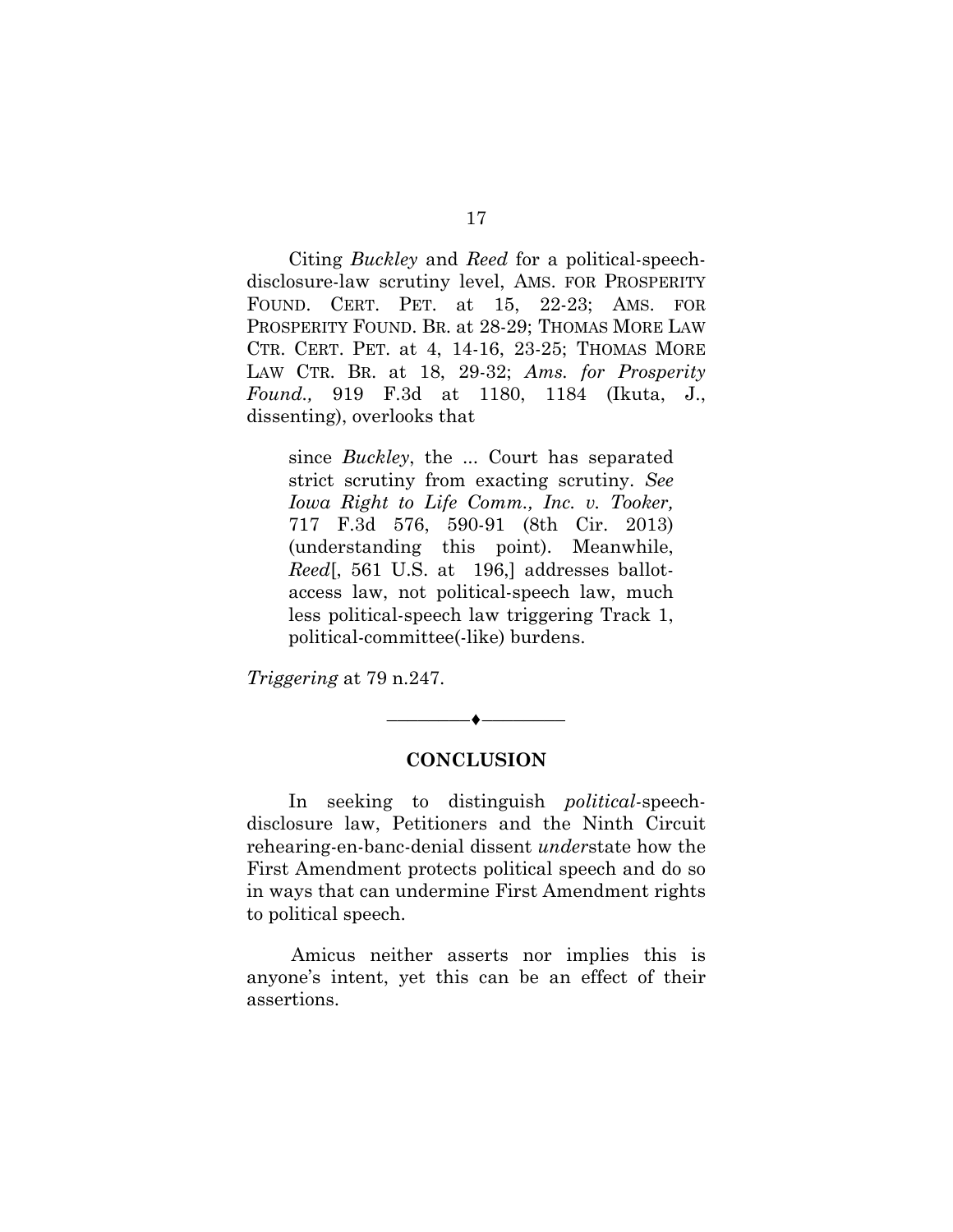Citing *Buckley* and *Reed* for a political-speech-disclosure-law scrutiny level, AMS. FOR PROSPERITY FOUND. CERT. PET. at 15, 22-23; AMS. FOR PROSPERITY FOUND. BR. at 28-29; THOMAS MORE LAW CTR. CERT. PET. at 4, 14-16, 23-25; THOMAS MORE LAW CTR. BR. at 18, 29-32; *Ams. for Prosperity Found.,* 919 F.3d at 1180, 1184 (Ikuta, J., dissenting), overlooks that

> since *Buckley*, the ... Court has separated strict scrutiny from exacting scrutiny. *See Iowa Right to Life Comm., Inc. v. Tooker,* 717 F.3d 576, 590-91 (8th Cir. 2013) (understanding this point). Meanwhile, *Reed*[, 561 U.S. at 196,] addresses ballot-access law, not political-speech law, much less political-speech law triggering Track 1, political-committee(-like) burdens.

*Triggering* at 79 n.247.

———♦———

## CONCLUSION

In seeking to distinguish *political*-speech-disclosure law, Petitioners and the Ninth Circuit rehearing-en-banc-denial dissent *under*state how the First Amendment protects political speech and do so in ways that can undermine First Amendment rights to political speech.

Amicus neither asserts nor implies this is anyone's intent, yet this can be an effect of their assertions.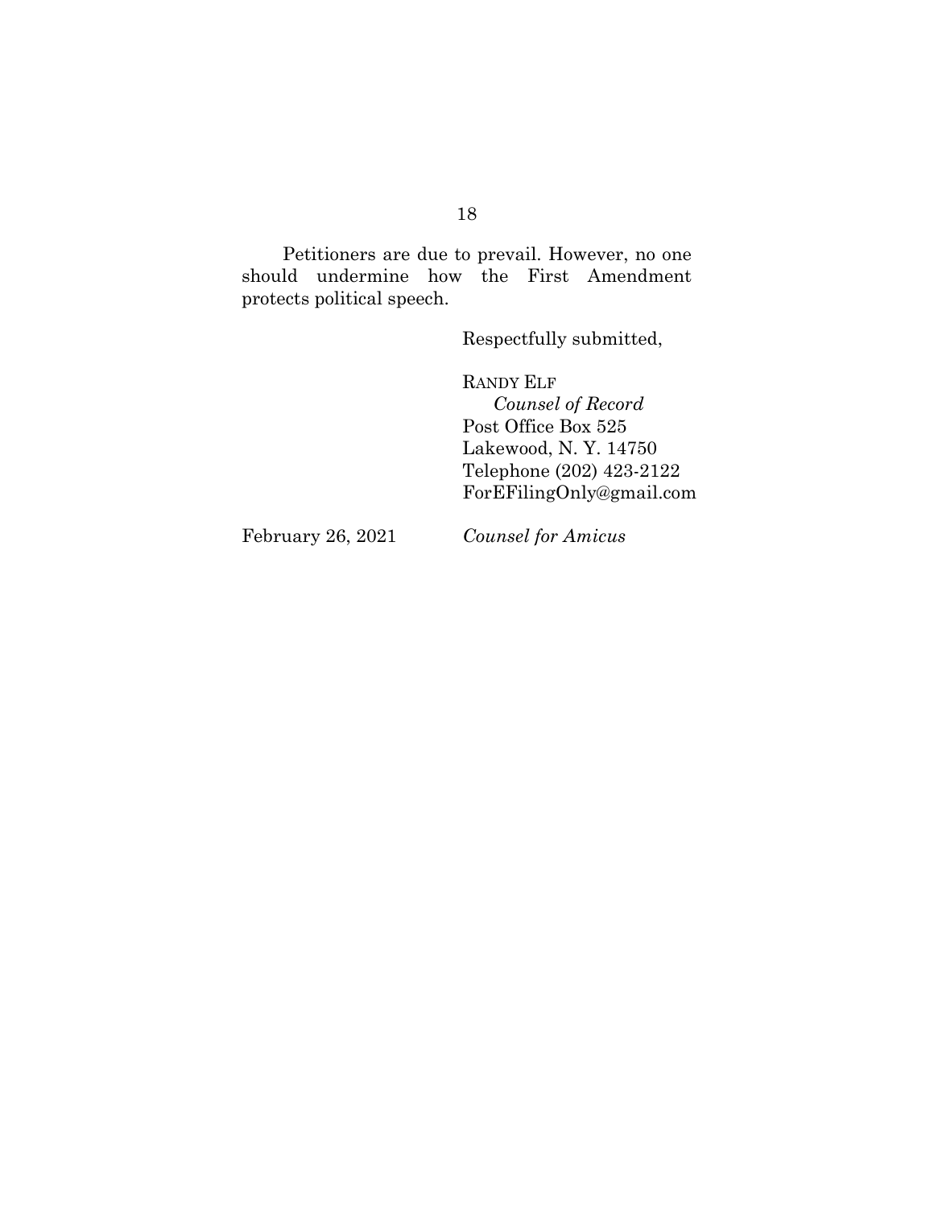Petitioners are due to prevail. However, no one should undermine how the First Amendment protects political speech.

Respectfully submitted,

RANDY ELF
*Counsel of Record*
Post Office Box 525
Lakewood, N. Y. 14750
Telephone (202) 423-2122
ForEFilingOnly@gmail.com

February 26, 2021

*Counsel for Amicus*